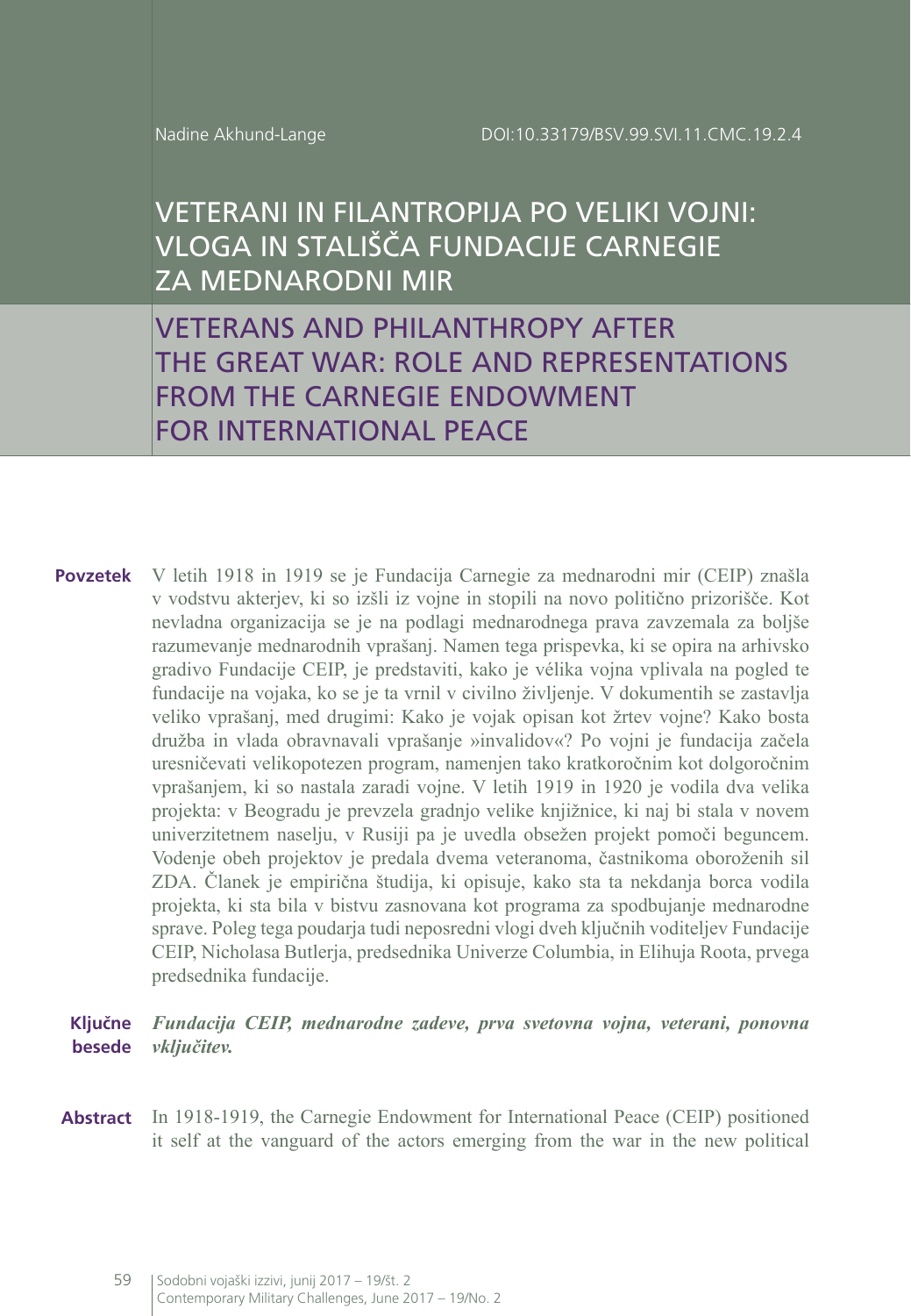Nadine Akhund-Lange

DOI:10.33179/BSV.99.SVI.11.CMC.19.2.4

# VETERANI IN FILANTROPIJA PO VELIKI VOJNI: VLOGA IN STALIŠČA FUNDACIJE CARNEGIE ZA MEDNARODNI MIR

# VETERANS AND PHILANTHROPY AFTER THE GREAT WAR: ROLE AND REPRESENTATIONS FROM THE CARNEGIE ENDOWMENT FOR INTERNATIONAL PEACE

**Povzetek** V letih 1918 in 1919 se je Fundacija Carnegie za mednarodni mir (CEIP) znašla v vodstvu akterjev, ki so izšli iz vojne in stopili na novo politično prizorišče. Kot nevladna organizacija se je na podlagi mednarodnega prava zavzemala za boljše razumevanje mednarodnih vprašanj. Namen tega prispevka, ki se opira na arhivsko gradivo Fundacije CEIP, je predstaviti, kako je vélika vojna vplivala na pogled te fundacije na vojaka, ko se je ta vrnil v civilno življenje. V dokumentih se zastavlja veliko vprašanj, med drugimi: Kako je vojak opisan kot žrtev vojne? Kako bosta družba in vlada obravnavali vprašanje »invalidov«? Po vojni je fundacija začela uresničevati velikopotezen program, namenjen tako kratkoročnim kot dolgoročnim vprašanjem, ki so nastala zaradi vojne. V letih 1919 in 1920 je vodila dva velika projekta: v Beogradu je prevzela gradnjo velike knjižnice, ki naj bi stala v novem univerzitetnem naselju, v Rusiji pa je uvedla obsežen projekt pomoči beguncem. Vodenje obeh projektov je predala dvema veteranoma, častnikoma oboroženih sil ZDA. Članek je empirična študija, ki opisuje, kako sta ta nekdanja borca vodila projekta, ki sta bila v bistvu zasnovana kot programa za spodbujanje mednarodne sprave. Poleg tega poudarja tudi neposredni vlogi dveh ključnih voditeljev Fundacije CEIP, Nicholasa Butlerja, predsednika Univerze Columbia, in Elihuja Roota, prvega predsednika fundacije.

**Ključne besede** ***Fundacija CEIP, mednarodne zadeve, prva svetovna vojna, veterani, ponovna vključitev.***

**Abstract** In 1918-1919, the Carnegie Endowment for International Peace (CEIP) positioned it self at the vanguard of the actors emerging from the war in the new political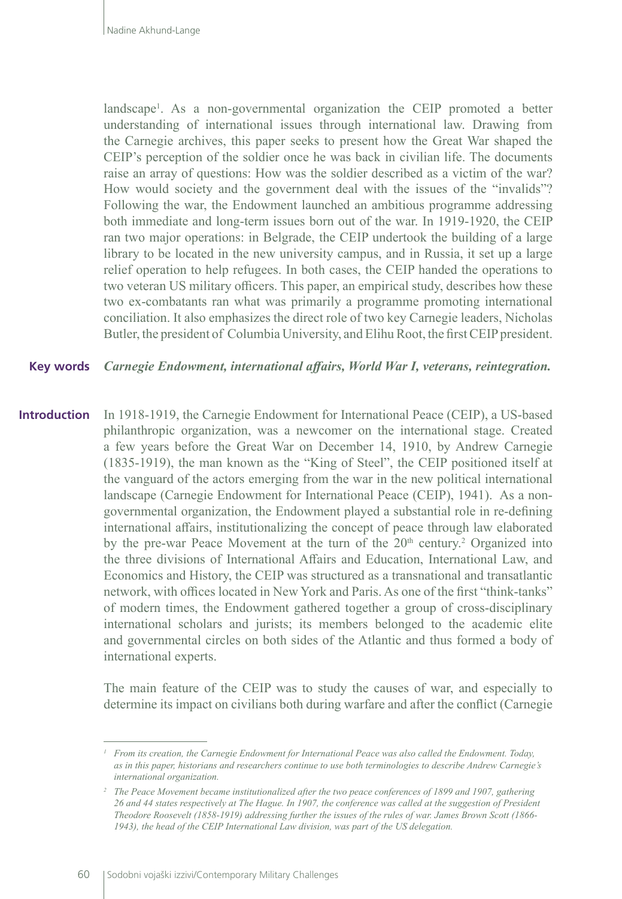landscape[1]. As a non-governmental organization the CEIP promoted a better understanding of international issues through international law. Drawing from the Carnegie archives, this paper seeks to present how the Great War shaped the CEIP's perception of the soldier once he was back in civilian life. The documents raise an array of questions: How was the soldier described as a victim of the war? How would society and the government deal with the issues of the "invalids"? Following the war, the Endowment launched an ambitious programme addressing both immediate and long-term issues born out of the war. In 1919-1920, the CEIP ran two major operations: in Belgrade, the CEIP undertook the building of a large library to be located in the new university campus, and in Russia, it set up a large relief operation to help refugees. In both cases, the CEIP handed the operations to two veteran US military officers. This paper, an empirical study, describes how these two ex-combatants ran what was primarily a programme promoting international conciliation. It also emphasizes the direct role of two key Carnegie leaders, Nicholas Butler, the president of Columbia University, and Elihu Root, the first CEIP president.

**Key words** *Carnegie Endowment, international affairs, World War I, veterans, reintegration.*

## Introduction

In 1918-1919, the Carnegie Endowment for International Peace (CEIP), a US-based philanthropic organization, was a newcomer on the international stage. Created a few years before the Great War on December 14, 1910, by Andrew Carnegie (1835-1919), the man known as the "King of Steel", the CEIP positioned itself at the vanguard of the actors emerging from the war in the new political international landscape (Carnegie Endowment for International Peace (CEIP), 1941). As a non-governmental organization, the Endowment played a substantial role in re-defining international affairs, institutionalizing the concept of peace through law elaborated by the pre-war Peace Movement at the turn of the 20th century.[2] Organized into the three divisions of International Affairs and Education, International Law, and Economics and History, the CEIP was structured as a transnational and transatlantic network, with offices located in New York and Paris. As one of the first "think-tanks" of modern times, the Endowment gathered together a group of cross-disciplinary international scholars and jurists; its members belonged to the academic elite and governmental circles on both sides of the Atlantic and thus formed a body of international experts.

The main feature of the CEIP was to study the causes of war, and especially to determine its impact on civilians both during warfare and after the conflict (Carnegie

---

[1] *From its creation, the Carnegie Endowment for International Peace was also called the Endowment. Today, as in this paper, historians and researchers continue to use both terminologies to describe Andrew Carnegie's international organization.*

[2] *The Peace Movement became institutionalized after the two peace conferences of 1899 and 1907, gathering 26 and 44 states respectively at The Hague. In 1907, the conference was called at the suggestion of President Theodore Roosevelt (1858-1919) addressing further the issues of the rules of war. James Brown Scott (1866-1943), the head of the CEIP International Law division, was part of the US delegation.*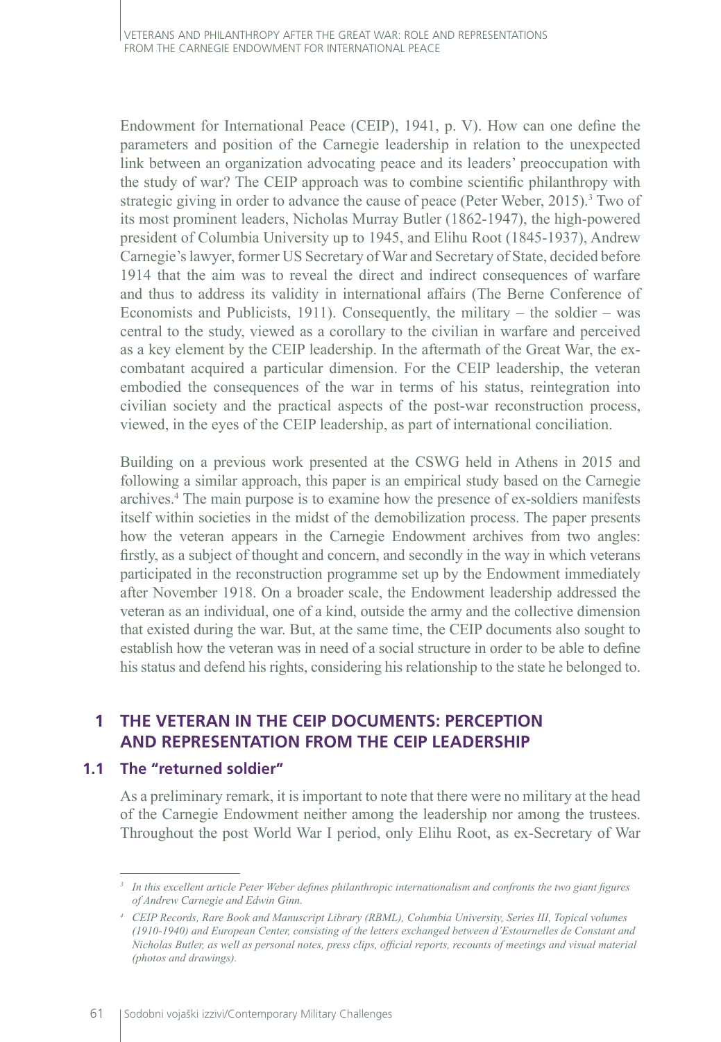Endowment for International Peace (CEIP), 1941, p. V). How can one define the parameters and position of the Carnegie leadership in relation to the unexpected link between an organization advocating peace and its leaders' preoccupation with the study of war? The CEIP approach was to combine scientific philanthropy with strategic giving in order to advance the cause of peace (Peter Weber, 2015).[3] Two of its most prominent leaders, Nicholas Murray Butler (1862-1947), the high-powered president of Columbia University up to 1945, and Elihu Root (1845-1937), Andrew Carnegie's lawyer, former US Secretary of War and Secretary of State, decided before 1914 that the aim was to reveal the direct and indirect consequences of warfare and thus to address its validity in international affairs (The Berne Conference of Economists and Publicists, 1911). Consequently, the military – the soldier – was central to the study, viewed as a corollary to the civilian in warfare and perceived as a key element by the CEIP leadership. In the aftermath of the Great War, the ex-combatant acquired a particular dimension. For the CEIP leadership, the veteran embodied the consequences of the war in terms of his status, reintegration into civilian society and the practical aspects of the post-war reconstruction process, viewed, in the eyes of the CEIP leadership, as part of international conciliation.

Building on a previous work presented at the CSWG held in Athens in 2015 and following a similar approach, this paper is an empirical study based on the Carnegie archives.[4] The main purpose is to examine how the presence of ex-soldiers manifests itself within societies in the midst of the demobilization process. The paper presents how the veteran appears in the Carnegie Endowment archives from two angles: firstly, as a subject of thought and concern, and secondly in the way in which veterans participated in the reconstruction programme set up by the Endowment immediately after November 1918. On a broader scale, the Endowment leadership addressed the veteran as an individual, one of a kind, outside the army and the collective dimension that existed during the war. But, at the same time, the CEIP documents also sought to establish how the veteran was in need of a social structure in order to be able to define his status and defend his rights, considering his relationship to the state he belonged to.

## 1 THE VETERAN IN THE CEIP DOCUMENTS: PERCEPTION AND REPRESENTATION FROM THE CEIP LEADERSHIP

### 1.1 The "returned soldier"

As a preliminary remark, it is important to note that there were no military at the head of the Carnegie Endowment neither among the leadership nor among the trustees. Throughout the post World War I period, only Elihu Root, as ex-Secretary of War

---

[3] *In this excellent article Peter Weber defines philanthropic internationalism and confronts the two giant figures of Andrew Carnegie and Edwin Ginn.*

[4] *CEIP Records, Rare Book and Manuscript Library (RBML), Columbia University, Series III, Topical volumes (1910-1940) and European Center, consisting of the letters exchanged between d'Estournelles de Constant and Nicholas Butler, as well as personal notes, press clips, official reports, recounts of meetings and visual material (photos and drawings).*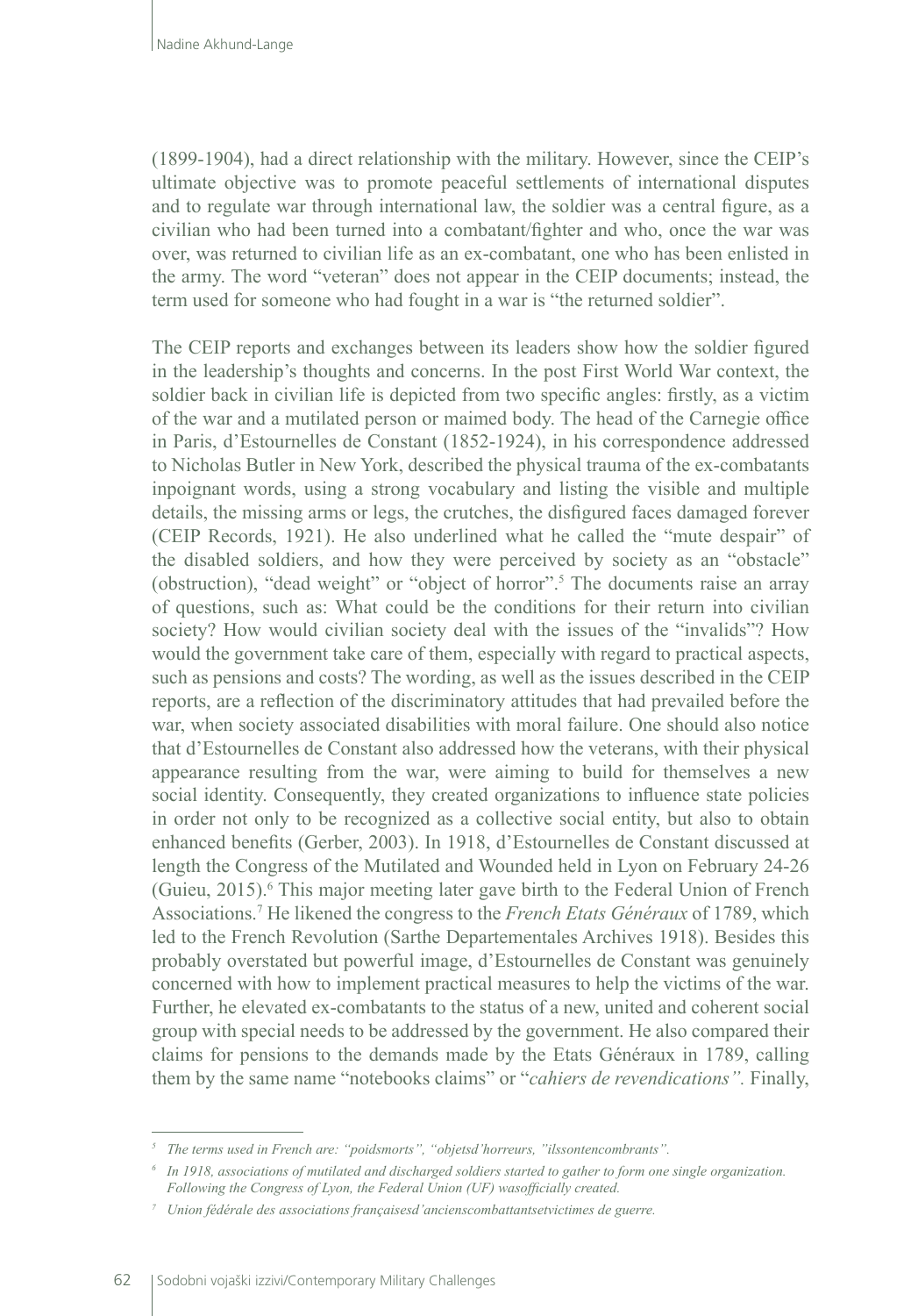(1899-1904), had a direct relationship with the military. However, since the CEIP's ultimate objective was to promote peaceful settlements of international disputes and to regulate war through international law, the soldier was a central figure, as a civilian who had been turned into a combatant/fighter and who, once the war was over, was returned to civilian life as an ex-combatant, one who has been enlisted in the army. The word "veteran" does not appear in the CEIP documents; instead, the term used for someone who had fought in a war is "the returned soldier".

The CEIP reports and exchanges between its leaders show how the soldier figured in the leadership's thoughts and concerns. In the post First World War context, the soldier back in civilian life is depicted from two specific angles: firstly, as a victim of the war and a mutilated person or maimed body. The head of the Carnegie office in Paris, d'Estournelles de Constant (1852-1924), in his correspondence addressed to Nicholas Butler in New York, described the physical trauma of the ex-combatants inpoignant words, using a strong vocabulary and listing the visible and multiple details, the missing arms or legs, the crutches, the disfigured faces damaged forever (CEIP Records, 1921). He also underlined what he called the "mute despair" of the disabled soldiers, and how they were perceived by society as an "obstacle" (obstruction), "dead weight" or "object of horror".[5] The documents raise an array of questions, such as: What could be the conditions for their return into civilian society? How would civilian society deal with the issues of the "invalids"? How would the government take care of them, especially with regard to practical aspects, such as pensions and costs? The wording, as well as the issues described in the CEIP reports, are a reflection of the discriminatory attitudes that had prevailed before the war, when society associated disabilities with moral failure. One should also notice that d'Estournelles de Constant also addressed how the veterans, with their physical appearance resulting from the war, were aiming to build for themselves a new social identity. Consequently, they created organizations to influence state policies in order not only to be recognized as a collective social entity, but also to obtain enhanced benefits (Gerber, 2003). In 1918, d'Estournelles de Constant discussed at length the Congress of the Mutilated and Wounded held in Lyon on February 24-26 (Guieu, 2015).[6] This major meeting later gave birth to the Federal Union of French Associations.[7] He likened the congress to the *French Etats Généraux* of 1789, which led to the French Revolution (Sarthe Departementales Archives 1918). Besides this probably overstated but powerful image, d'Estournelles de Constant was genuinely concerned with how to implement practical measures to help the victims of the war. Further, he elevated ex-combatants to the status of a new, united and coherent social group with special needs to be addressed by the government. He also compared their claims for pensions to the demands made by the Etats Généraux in 1789, calling them by the same name "notebooks claims" or "*cahiers de revendications".* Finally,

---

[5] *The terms used in French are: "poidsmorts", "objetsd'horreurs, "ilssontencombrants".*

[6] *In 1918, associations of mutilated and discharged soldiers started to gather to form one single organization. Following the Congress of Lyon, the Federal Union (UF) wasofficially created.*

[7] *Union fédérale des associations françaisesd'ancienscombattantsetvictimes de guerre.*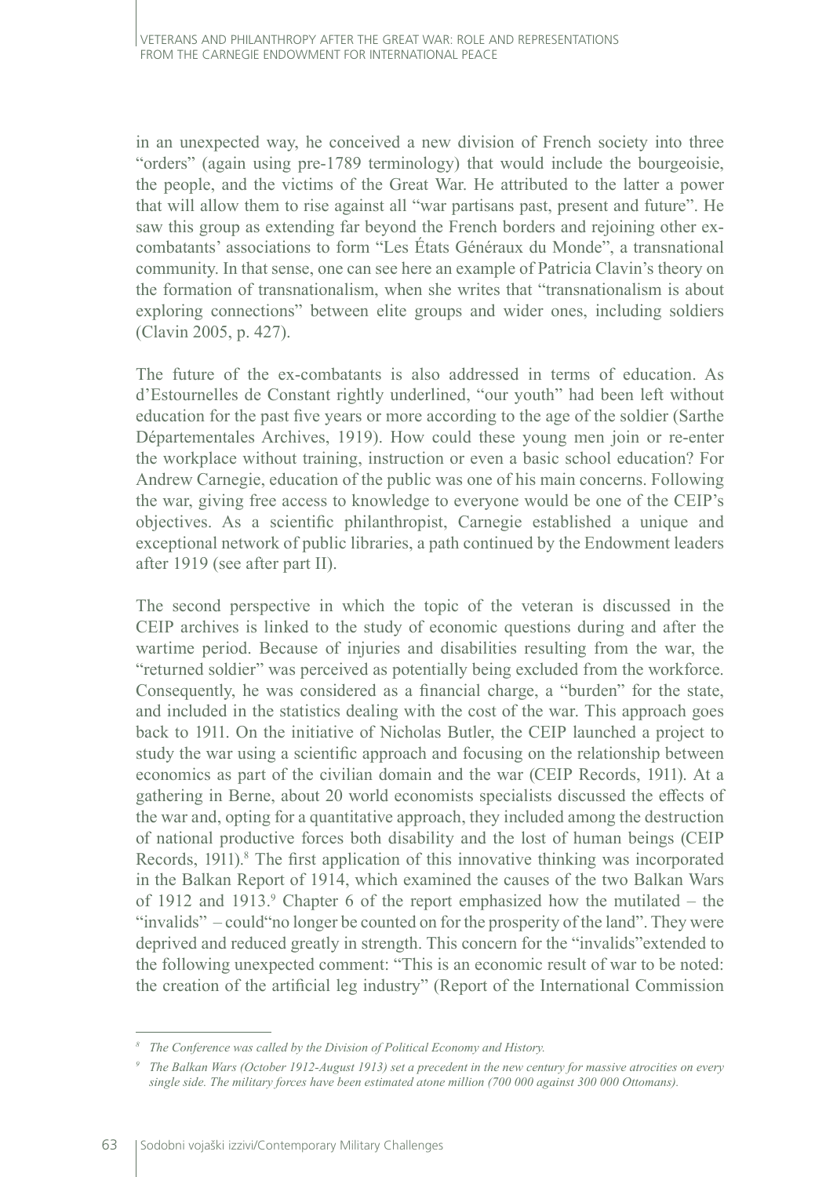in an unexpected way, he conceived a new division of French society into three "orders" (again using pre-1789 terminology) that would include the bourgeoisie, the people, and the victims of the Great War. He attributed to the latter a power that will allow them to rise against all "war partisans past, present and future". He saw this group as extending far beyond the French borders and rejoining other ex-combatants' associations to form "Les États Généraux du Monde", a transnational community. In that sense, one can see here an example of Patricia Clavin's theory on the formation of transnationalism, when she writes that "transnationalism is about exploring connections" between elite groups and wider ones, including soldiers (Clavin 2005, p. 427).

The future of the ex-combatants is also addressed in terms of education. As d'Estournelles de Constant rightly underlined, "our youth" had been left without education for the past five years or more according to the age of the soldier (Sarthe Départementales Archives, 1919). How could these young men join or re-enter the workplace without training, instruction or even a basic school education? For Andrew Carnegie, education of the public was one of his main concerns. Following the war, giving free access to knowledge to everyone would be one of the CEIP's objectives. As a scientific philanthropist, Carnegie established a unique and exceptional network of public libraries, a path continued by the Endowment leaders after 1919 (see after part II).

The second perspective in which the topic of the veteran is discussed in the CEIP archives is linked to the study of economic questions during and after the wartime period. Because of injuries and disabilities resulting from the war, the "returned soldier" was perceived as potentially being excluded from the workforce. Consequently, he was considered as a financial charge, a "burden" for the state, and included in the statistics dealing with the cost of the war. This approach goes back to 1911. On the initiative of Nicholas Butler, the CEIP launched a project to study the war using a scientific approach and focusing on the relationship between economics as part of the civilian domain and the war (CEIP Records, 1911). At a gathering in Berne, about 20 world economists specialists discussed the effects of the war and, opting for a quantitative approach, they included among the destruction of national productive forces both disability and the lost of human beings (CEIP Records, 1911).[8] The first application of this innovative thinking was incorporated in the Balkan Report of 1914, which examined the causes of the two Balkan Wars of 1912 and 1913.[9] Chapter 6 of the report emphasized how the mutilated – the "invalids" – could"no longer be counted on for the prosperity of the land". They were deprived and reduced greatly in strength. This concern for the "invalids"extended to the following unexpected comment: "This is an economic result of war to be noted: the creation of the artificial leg industry" (Report of the International Commission

---

[8] *The Conference was called by the Division of Political Economy and History.*

[9] *The Balkan Wars (October 1912-August 1913) set a precedent in the new century for massive atrocities on every single side. The military forces have been estimated atone million (700 000 against 300 000 Ottomans).*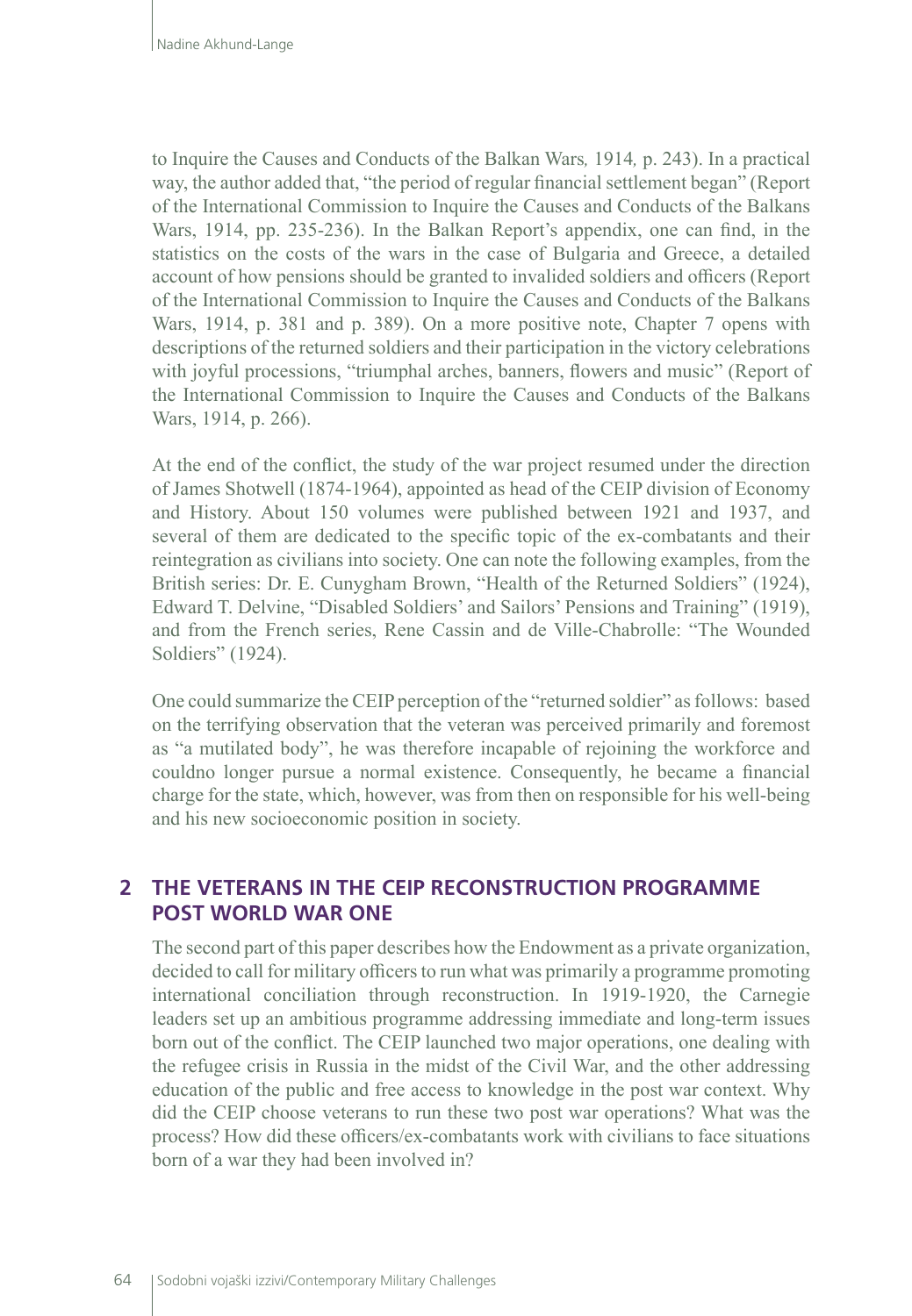to Inquire the Causes and Conducts of the Balkan Wars*, 1914*, p. 243). In a practical way, the author added that, "the period of regular financial settlement began" (Report of the International Commission to Inquire the Causes and Conducts of the Balkans Wars, 1914, pp. 235-236). In the Balkan Report's appendix, one can find, in the statistics on the costs of the wars in the case of Bulgaria and Greece, a detailed account of how pensions should be granted to invalided soldiers and officers (Report of the International Commission to Inquire the Causes and Conducts of the Balkans Wars, 1914, p. 381 and p. 389). On a more positive note, Chapter 7 opens with descriptions of the returned soldiers and their participation in the victory celebrations with joyful processions, "triumphal arches, banners, flowers and music" (Report of the International Commission to Inquire the Causes and Conducts of the Balkans Wars, 1914, p. 266).

At the end of the conflict, the study of the war project resumed under the direction of James Shotwell (1874-1964), appointed as head of the CEIP division of Economy and History. About 150 volumes were published between 1921 and 1937, and several of them are dedicated to the specific topic of the ex-combatants and their reintegration as civilians into society. One can note the following examples, from the British series: Dr. E. Cunygham Brown, "Health of the Returned Soldiers" (1924), Edward T. Delvine, "Disabled Soldiers' and Sailors' Pensions and Training" (1919), and from the French series, Rene Cassin and de Ville-Chabrolle: "The Wounded Soldiers" (1924).

One could summarize the CEIP perception of the "returned soldier" as follows: based on the terrifying observation that the veteran was perceived primarily and foremost as "a mutilated body", he was therefore incapable of rejoining the workforce and couldno longer pursue a normal existence. Consequently, he became a financial charge for the state, which, however, was from then on responsible for his well-being and his new socioeconomic position in society.

## 2 THE VETERANS IN THE CEIP RECONSTRUCTION PROGRAMME POST WORLD WAR ONE

The second part of this paper describes how the Endowment as a private organization, decided to call for military officers to run what was primarily a programme promoting international conciliation through reconstruction. In 1919-1920, the Carnegie leaders set up an ambitious programme addressing immediate and long-term issues born out of the conflict. The CEIP launched two major operations, one dealing with the refugee crisis in Russia in the midst of the Civil War, and the other addressing education of the public and free access to knowledge in the post war context. Why did the CEIP choose veterans to run these two post war operations? What was the process? How did these officers/ex-combatants work with civilians to face situations born of a war they had been involved in?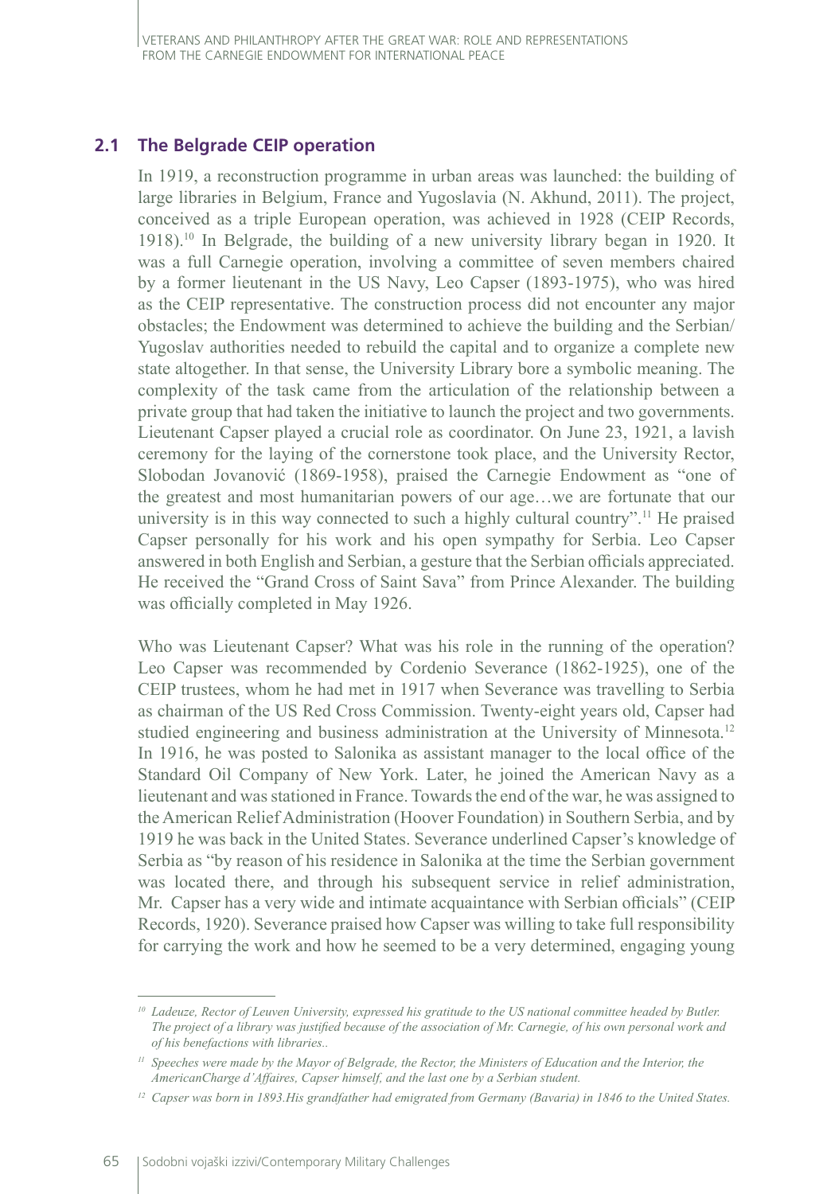## 2.1 The Belgrade CEIP operation

In 1919, a reconstruction programme in urban areas was launched: the building of large libraries in Belgium, France and Yugoslavia (N. Akhund, 2011). The project, conceived as a triple European operation, was achieved in 1928 (CEIP Records, 1918).[10] In Belgrade, the building of a new university library began in 1920. It was a full Carnegie operation, involving a committee of seven members chaired by a former lieutenant in the US Navy, Leo Capser (1893-1975), who was hired as the CEIP representative. The construction process did not encounter any major obstacles; the Endowment was determined to achieve the building and the Serbian/Yugoslav authorities needed to rebuild the capital and to organize a complete new state altogether. In that sense, the University Library bore a symbolic meaning. The complexity of the task came from the articulation of the relationship between a private group that had taken the initiative to launch the project and two governments. Lieutenant Capser played a crucial role as coordinator. On June 23, 1921, a lavish ceremony for the laying of the cornerstone took place, and the University Rector, Slobodan Jovanović (1869-1958), praised the Carnegie Endowment as "one of the greatest and most humanitarian powers of our age…we are fortunate that our university is in this way connected to such a highly cultural country".[11] He praised Capser personally for his work and his open sympathy for Serbia. Leo Capser answered in both English and Serbian, a gesture that the Serbian officials appreciated. He received the "Grand Cross of Saint Sava" from Prince Alexander. The building was officially completed in May 1926.

Who was Lieutenant Capser? What was his role in the running of the operation? Leo Capser was recommended by Cordenio Severance (1862-1925), one of the CEIP trustees, whom he had met in 1917 when Severance was travelling to Serbia as chairman of the US Red Cross Commission. Twenty-eight years old, Capser had studied engineering and business administration at the University of Minnesota.[12] In 1916, he was posted to Salonika as assistant manager to the local office of the Standard Oil Company of New York. Later, he joined the American Navy as a lieutenant and was stationed in France. Towards the end of the war, he was assigned to the American Relief Administration (Hoover Foundation) in Southern Serbia, and by 1919 he was back in the United States. Severance underlined Capser's knowledge of Serbia as "by reason of his residence in Salonika at the time the Serbian government was located there, and through his subsequent service in relief administration, Mr. Capser has a very wide and intimate acquaintance with Serbian officials" (CEIP Records, 1920). Severance praised how Capser was willing to take full responsibility for carrying the work and how he seemed to be a very determined, engaging young

---

*[10] Ladeuze, Rector of Leuven University, expressed his gratitude to the US national committee headed by Butler. The project of a library was justified because of the association of Mr. Carnegie, of his own personal work and of his benefactions with libraries..*

*[11] Speeches were made by the Mayor of Belgrade, the Rector, the Ministers of Education and the Interior, the AmericanCharge d'Affaires, Capser himself, and the last one by a Serbian student.*

*[12] Capser was born in 1893.His grandfather had emigrated from Germany (Bavaria) in 1846 to the United States.*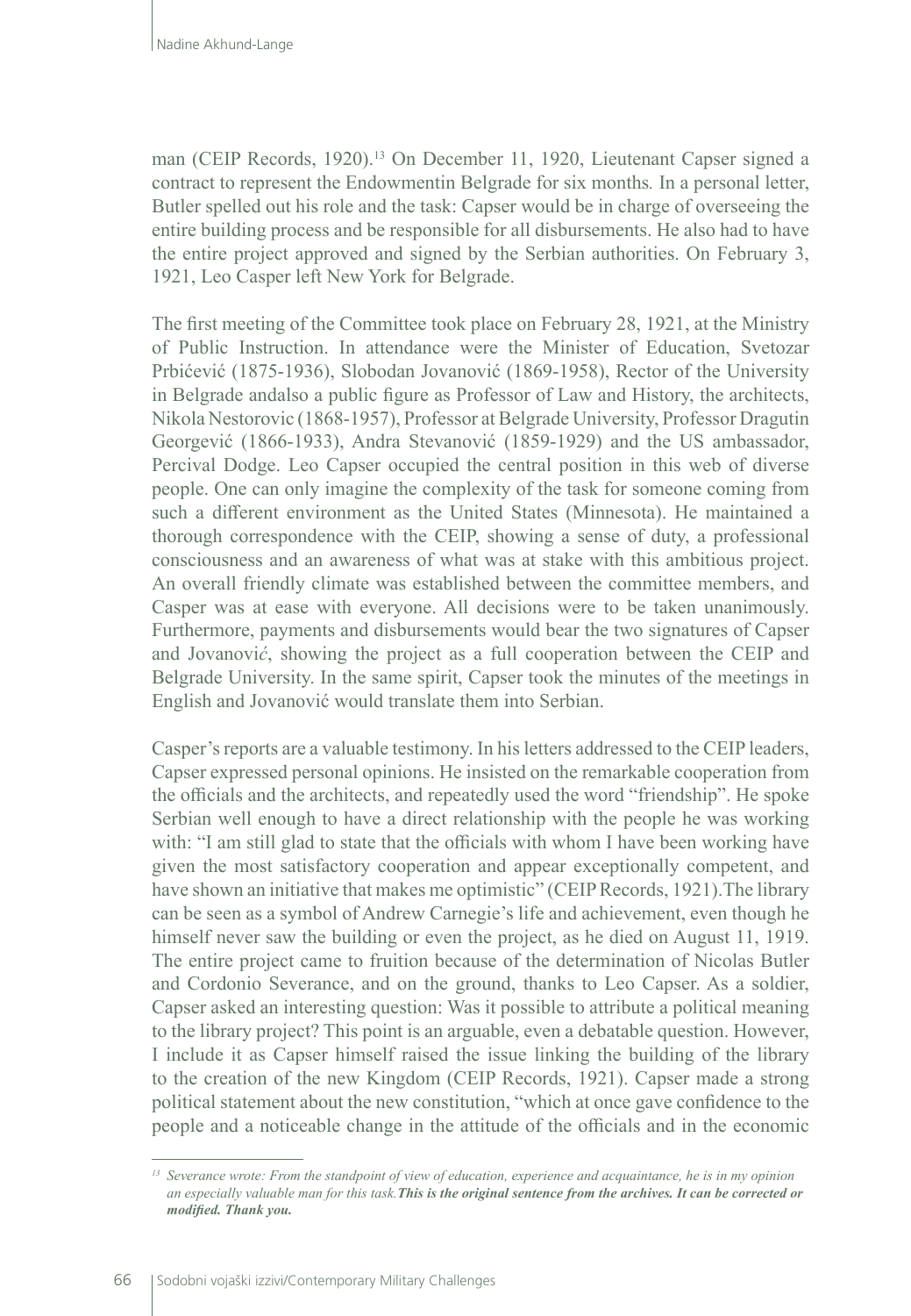man (CEIP Records, 1920).[13] On December 11, 1920, Lieutenant Capser signed a contract to represent the Endowmentin Belgrade for six months. In a personal letter, Butler spelled out his role and the task: Capser would be in charge of overseeing the entire building process and be responsible for all disbursements. He also had to have the entire project approved and signed by the Serbian authorities. On February 3, 1921, Leo Casper left New York for Belgrade.

The first meeting of the Committee took place on February 28, 1921, at the Ministry of Public Instruction. In attendance were the Minister of Education, Svetozar Prbićević (1875-1936), Slobodan Jovanović (1869-1958), Rector of the University in Belgrade andalso a public figure as Professor of Law and History, the architects, Nikola Nestorovic (1868-1957), Professor at Belgrade University, Professor Dragutin Georgević (1866-1933), Andra Stevanović (1859-1929) and the US ambassador, Percival Dodge. Leo Capser occupied the central position in this web of diverse people. One can only imagine the complexity of the task for someone coming from such a different environment as the United States (Minnesota). He maintained a thorough correspondence with the CEIP, showing a sense of duty, a professional consciousness and an awareness of what was at stake with this ambitious project. An overall friendly climate was established between the committee members, and Casper was at ease with everyone. All decisions were to be taken unanimously. Furthermore, payments and disbursements would bear the two signatures of Capser and Jovanov*ić*, showing the project as a full cooperation between the CEIP and Belgrade University. In the same spirit, Capser took the minutes of the meetings in English and Jovanović would translate them into Serbian.

Casper's reports are a valuable testimony. In his letters addressed to the CEIP leaders, Capser expressed personal opinions. He insisted on the remarkable cooperation from the officials and the architects, and repeatedly used the word "friendship". He spoke Serbian well enough to have a direct relationship with the people he was working with: "I am still glad to state that the officials with whom I have been working have given the most satisfactory cooperation and appear exceptionally competent, and have shown an initiative that makes me optimistic" (CEIP Records, 1921).The library can be seen as a symbol of Andrew Carnegie's life and achievement, even though he himself never saw the building or even the project, as he died on August 11, 1919. The entire project came to fruition because of the determination of Nicolas Butler and Cordonio Severance, and on the ground, thanks to Leo Capser. As a soldier, Capser asked an interesting question: Was it possible to attribute a political meaning to the library project? This point is an arguable, even a debatable question. However, I include it as Capser himself raised the issue linking the building of the library to the creation of the new Kingdom (CEIP Records, 1921). Capser made a strong political statement about the new constitution, "which at once gave confidence to the people and a noticeable change in the attitude of the officials and in the economic

---

[13] *Severance wrote: From the standpoint of view of education, experience and acquaintance, he is in my opinion an especially valuable man for this task.* ***This is the original sentence from the archives. It can be corrected or modified. Thank you.***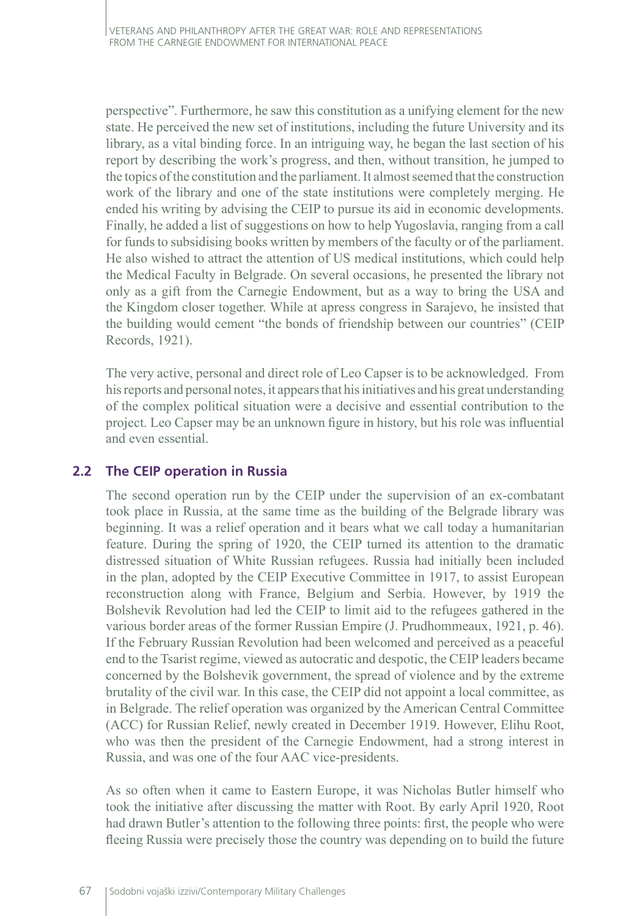perspective". Furthermore, he saw this constitution as a unifying element for the new state. He perceived the new set of institutions, including the future University and its library, as a vital binding force. In an intriguing way, he began the last section of his report by describing the work's progress, and then, without transition, he jumped to the topics of the constitution and the parliament. It almost seemed that the construction work of the library and one of the state institutions were completely merging. He ended his writing by advising the CEIP to pursue its aid in economic developments. Finally, he added a list of suggestions on how to help Yugoslavia, ranging from a call for funds to subsidising books written by members of the faculty or of the parliament. He also wished to attract the attention of US medical institutions, which could help the Medical Faculty in Belgrade. On several occasions, he presented the library not only as a gift from the Carnegie Endowment, but as a way to bring the USA and the Kingdom closer together. While at apress congress in Sarajevo, he insisted that the building would cement "the bonds of friendship between our countries" (CEIP Records, 1921).

The very active, personal and direct role of Leo Capser is to be acknowledged. From his reports and personal notes, it appears that his initiatives and his great understanding of the complex political situation were a decisive and essential contribution to the project. Leo Capser may be an unknown figure in history, but his role was influential and even essential.

## 2.2 The CEIP operation in Russia

The second operation run by the CEIP under the supervision of an ex-combatant took place in Russia, at the same time as the building of the Belgrade library was beginning. It was a relief operation and it bears what we call today a humanitarian feature. During the spring of 1920, the CEIP turned its attention to the dramatic distressed situation of White Russian refugees. Russia had initially been included in the plan, adopted by the CEIP Executive Committee in 1917, to assist European reconstruction along with France, Belgium and Serbia. However, by 1919 the Bolshevik Revolution had led the CEIP to limit aid to the refugees gathered in the various border areas of the former Russian Empire (J. Prudhommeaux, 1921, p. 46). If the February Russian Revolution had been welcomed and perceived as a peaceful end to the Tsarist regime, viewed as autocratic and despotic, the CEIP leaders became concerned by the Bolshevik government, the spread of violence and by the extreme brutality of the civil war. In this case, the CEIP did not appoint a local committee, as in Belgrade. The relief operation was organized by the American Central Committee (ACC) for Russian Relief, newly created in December 1919. However, Elihu Root, who was then the president of the Carnegie Endowment, had a strong interest in Russia, and was one of the four AAC vice-presidents.

As so often when it came to Eastern Europe, it was Nicholas Butler himself who took the initiative after discussing the matter with Root. By early April 1920, Root had drawn Butler's attention to the following three points: first, the people who were fleeing Russia were precisely those the country was depending on to build the future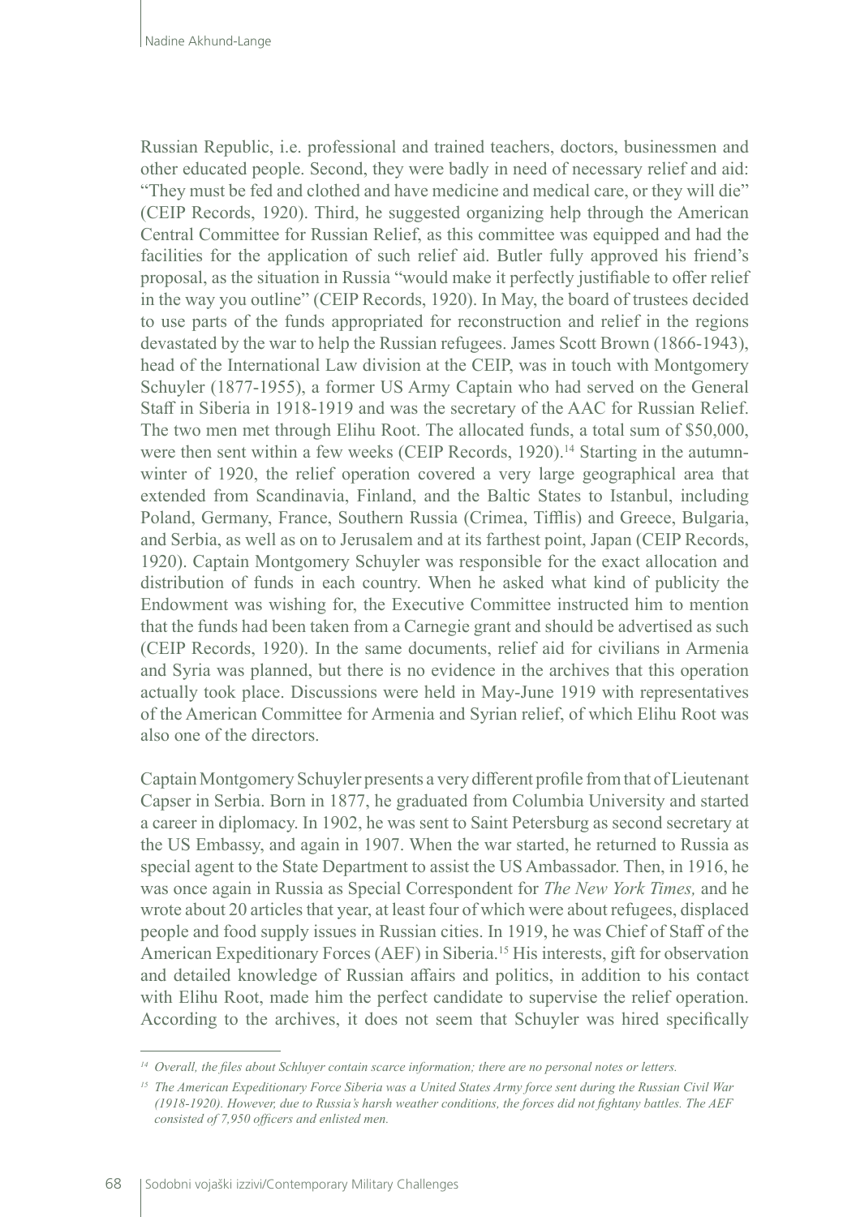Russian Republic, i.e. professional and trained teachers, doctors, businessmen and other educated people. Second, they were badly in need of necessary relief and aid: "They must be fed and clothed and have medicine and medical care, or they will die" (CEIP Records, 1920). Third, he suggested organizing help through the American Central Committee for Russian Relief, as this committee was equipped and had the facilities for the application of such relief aid. Butler fully approved his friend's proposal, as the situation in Russia "would make it perfectly justifiable to offer relief in the way you outline" (CEIP Records, 1920). In May, the board of trustees decided to use parts of the funds appropriated for reconstruction and relief in the regions devastated by the war to help the Russian refugees. James Scott Brown (1866-1943), head of the International Law division at the CEIP, was in touch with Montgomery Schuyler (1877-1955), a former US Army Captain who had served on the General Staff in Siberia in 1918-1919 and was the secretary of the AAC for Russian Relief. The two men met through Elihu Root. The allocated funds, a total sum of $50,000, were then sent within a few weeks (CEIP Records, 1920).[14] Starting in the autumn-winter of 1920, the relief operation covered a very large geographical area that extended from Scandinavia, Finland, and the Baltic States to Istanbul, including Poland, Germany, France, Southern Russia (Crimea, Tifflis) and Greece, Bulgaria, and Serbia, as well as on to Jerusalem and at its farthest point, Japan (CEIP Records, 1920). Captain Montgomery Schuyler was responsible for the exact allocation and distribution of funds in each country. When he asked what kind of publicity the Endowment was wishing for, the Executive Committee instructed him to mention that the funds had been taken from a Carnegie grant and should be advertised as such (CEIP Records, 1920). In the same documents, relief aid for civilians in Armenia and Syria was planned, but there is no evidence in the archives that this operation actually took place. Discussions were held in May-June 1919 with representatives of the American Committee for Armenia and Syrian relief, of which Elihu Root was also one of the directors.

Captain Montgomery Schuyler presents a very different profile from that of Lieutenant Capser in Serbia. Born in 1877, he graduated from Columbia University and started a career in diplomacy. In 1902, he was sent to Saint Petersburg as second secretary at the US Embassy, and again in 1907. When the war started, he returned to Russia as special agent to the State Department to assist the US Ambassador. Then, in 1916, he was once again in Russia as Special Correspondent for *The New York Times,* and he wrote about 20 articles that year, at least four of which were about refugees, displaced people and food supply issues in Russian cities. In 1919, he was Chief of Staff of the American Expeditionary Forces (AEF) in Siberia.[15] His interests, gift for observation and detailed knowledge of Russian affairs and politics, in addition to his contact with Elihu Root, made him the perfect candidate to supervise the relief operation. According to the archives, it does not seem that Schuyler was hired specifically

---

*[14] Overall, the files about Schluyer contain scarce information; there are no personal notes or letters.*

*[15] The American Expeditionary Force Siberia was a United States Army force sent during the Russian Civil War (1918-1920). However, due to Russia's harsh weather conditions, the forces did not fightany battles. The AEF consisted of 7,950 officers and enlisted men.*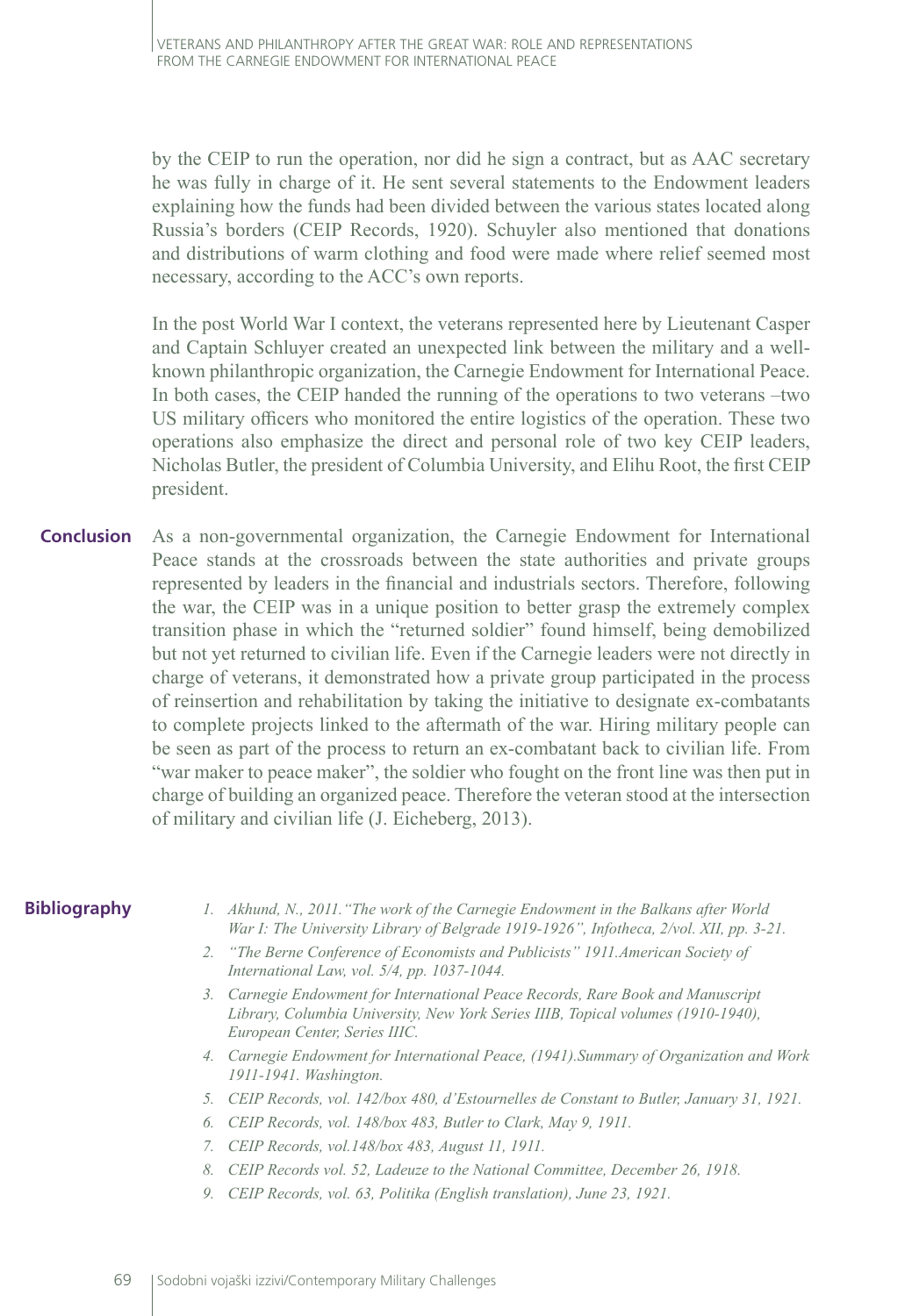by the CEIP to run the operation, nor did he sign a contract, but as AAC secretary he was fully in charge of it. He sent several statements to the Endowment leaders explaining how the funds had been divided between the various states located along Russia's borders (CEIP Records, 1920). Schuyler also mentioned that donations and distributions of warm clothing and food were made where relief seemed most necessary, according to the ACC's own reports.

In the post World War I context, the veterans represented here by Lieutenant Casper and Captain Schluyer created an unexpected link between the military and a well-known philanthropic organization, the Carnegie Endowment for International Peace. In both cases, the CEIP handed the running of the operations to two veterans –two US military officers who monitored the entire logistics of the operation. These two operations also emphasize the direct and personal role of two key CEIP leaders, Nicholas Butler, the president of Columbia University, and Elihu Root, the first CEIP president.

## Conclusion

As a non-governmental organization, the Carnegie Endowment for International Peace stands at the crossroads between the state authorities and private groups represented by leaders in the financial and industrials sectors. Therefore, following the war, the CEIP was in a unique position to better grasp the extremely complex transition phase in which the "returned soldier" found himself, being demobilized but not yet returned to civilian life. Even if the Carnegie leaders were not directly in charge of veterans, it demonstrated how a private group participated in the process of reinsertion and rehabilitation by taking the initiative to designate ex-combatants to complete projects linked to the aftermath of the war. Hiring military people can be seen as part of the process to return an ex-combatant back to civilian life. From "war maker to peace maker", the soldier who fought on the front line was then put in charge of building an organized peace. Therefore the veteran stood at the intersection of military and civilian life (J. Eicheberg, 2013).

## Bibliography

1. *Akhund, N., 2011."The work of the Carnegie Endowment in the Balkans after World War I: The University Library of Belgrade 1919-1926", Infotheca, 2/vol. XII, pp. 3-21.*
2. *"The Berne Conference of Economists and Publicists" 1911.American Society of International Law, vol. 5/4, pp. 1037-1044.*
3. *Carnegie Endowment for International Peace Records, Rare Book and Manuscript Library, Columbia University, New York Series IIIB, Topical volumes (1910-1940), European Center, Series IIIC.*
4. *Carnegie Endowment for International Peace, (1941).Summary of Organization and Work 1911-1941. Washington.*
5. *CEIP Records, vol. 142/box 480, d'Estournelles de Constant to Butler, January 31, 1921.*
6. *CEIP Records, vol. 148/box 483, Butler to Clark, May 9, 1911.*
7. *CEIP Records, vol.148/box 483, August 11, 1911.*
8. *CEIP Records vol. 52, Ladeuze to the National Committee, December 26, 1918.*
9. *CEIP Records, vol. 63, Politika (English translation), June 23, 1921.*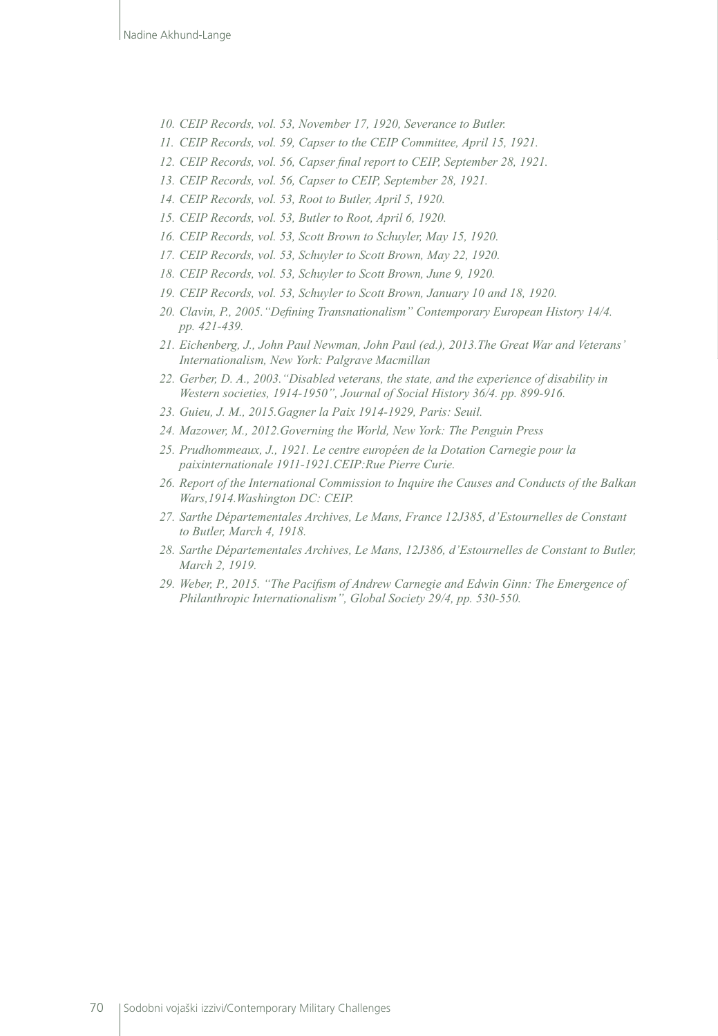10. *CEIP Records, vol. 53, November 17, 1920, Severance to Butler.*
11. *CEIP Records, vol. 59, Capser to the CEIP Committee, April 15, 1921.*
12. *CEIP Records, vol. 56, Capser final report to CEIP, September 28, 1921.*
13. *CEIP Records, vol. 56, Capser to CEIP, September 28, 1921.*
14. *CEIP Records, vol. 53, Root to Butler, April 5, 1920.*
15. *CEIP Records, vol. 53, Butler to Root, April 6, 1920.*
16. *CEIP Records, vol. 53, Scott Brown to Schuyler, May 15, 1920.*
17. *CEIP Records, vol. 53, Schuyler to Scott Brown, May 22, 1920.*
18. *CEIP Records, vol. 53, Schuyler to Scott Brown, June 9, 1920.*
19. *CEIP Records, vol. 53, Schuyler to Scott Brown, January 10 and 18, 1920.*
20. *Clavin, P., 2005."Defining Transnationalism" Contemporary European History 14/4. pp. 421-439.*
21. *Eichenberg, J., John Paul Newman, John Paul (ed.), 2013.The Great War and Veterans' Internationalism, New York: Palgrave Macmillan*
22. *Gerber, D. A., 2003."Disabled veterans, the state, and the experience of disability in Western societies, 1914-1950", Journal of Social History 36/4. pp. 899-916.*
23. *Guieu, J. M., 2015.Gagner la Paix 1914-1929, Paris: Seuil.*
24. *Mazower, M., 2012.Governing the World, New York: The Penguin Press*
25. *Prudhommeaux, J., 1921. Le centre européen de la Dotation Carnegie pour la paixinternationale 1911-1921.CEIP:Rue Pierre Curie.*
26. *Report of the International Commission to Inquire the Causes and Conducts of the Balkan Wars,1914.Washington DC: CEIP.*
27. *Sarthe Départementales Archives, Le Mans, France 12J385, d'Estournelles de Constant to Butler, March 4, 1918.*
28. *Sarthe Départementales Archives, Le Mans, 12J386, d'Estournelles de Constant to Butler, March 2, 1919.*
29. *Weber, P., 2015. "The Pacifism of Andrew Carnegie and Edwin Ginn: The Emergence of Philanthropic Internationalism", Global Society 29/4, pp. 530-550.*